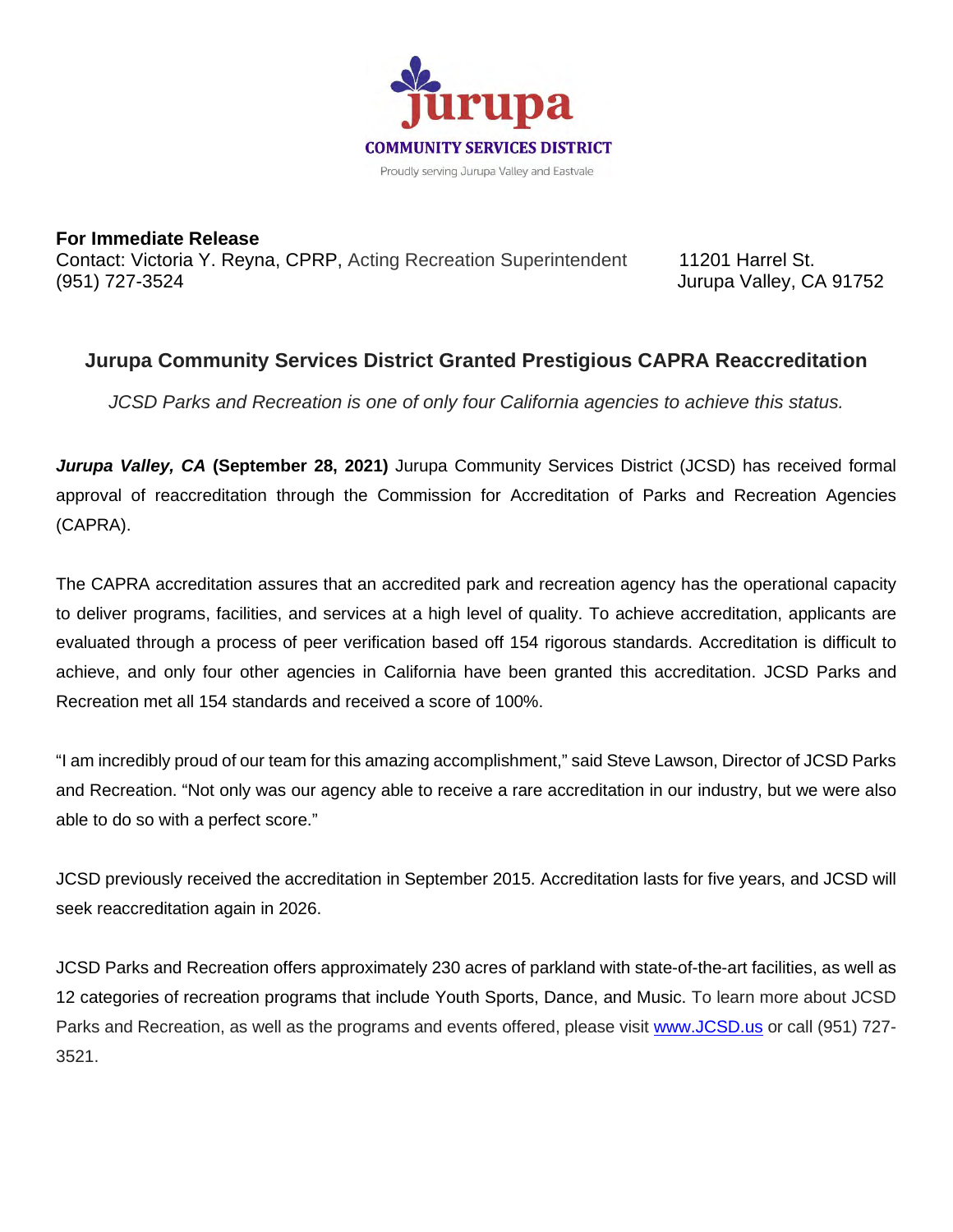jurupa
COMMUNITY SERVICES DISTRICT
Proudly serving Jurupa Valley and Eastvale

**For Immediate Release**
Contact: Victoria Y. Reyna, CPRP, Acting Recreation Superintendent
(951) 727-3524

11201 Harrel St.
Jurupa Valley, CA 91752

## Jurupa Community Services District Granted Prestigious CAPRA Reaccreditation

*JCSD Parks and Recreation is one of only four California agencies to achieve this status.*

***Jurupa Valley, CA*** **(September 28, 2021)** Jurupa Community Services District (JCSD) has received formal approval of reaccreditation through the Commission for Accreditation of Parks and Recreation Agencies (CAPRA).

The CAPRA accreditation assures that an accredited park and recreation agency has the operational capacity to deliver programs, facilities, and services at a high level of quality. To achieve accreditation, applicants are evaluated through a process of peer verification based off 154 rigorous standards. Accreditation is difficult to achieve, and only four other agencies in California have been granted this accreditation. JCSD Parks and Recreation met all 154 standards and received a score of 100%.

"I am incredibly proud of our team for this amazing accomplishment," said Steve Lawson, Director of JCSD Parks and Recreation. "Not only was our agency able to receive a rare accreditation in our industry, but we were also able to do so with a perfect score."

JCSD previously received the accreditation in September 2015. Accreditation lasts for five years, and JCSD will seek reaccreditation again in 2026.

JCSD Parks and Recreation offers approximately 230 acres of parkland with state-of-the-art facilities, as well as 12 categories of recreation programs that include Youth Sports, Dance, and Music. To learn more about JCSD Parks and Recreation, as well as the programs and events offered, please visit [www.JCSD.us](http://www.JCSD.us) or call (951) 727-3521.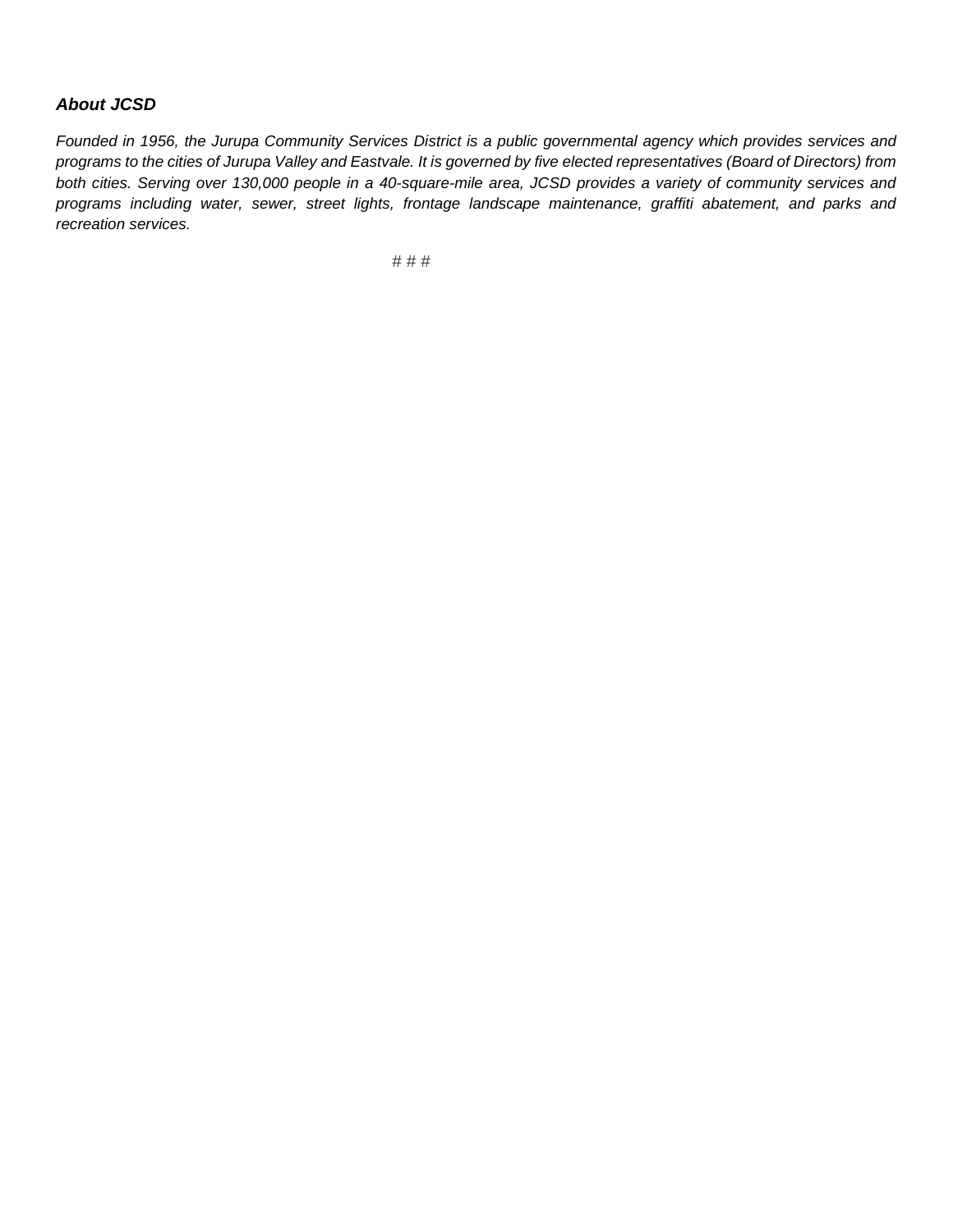***About JCSD***

*Founded in 1956, the Jurupa Community Services District is a public governmental agency which provides services and programs to the cities of Jurupa Valley and Eastvale. It is governed by five elected representatives (Board of Directors) from both cities. Serving over 130,000 people in a 40-square-mile area, JCSD provides a variety of community services and programs including water, sewer, street lights, frontage landscape maintenance, graffiti abatement, and parks and recreation services.*

# # #